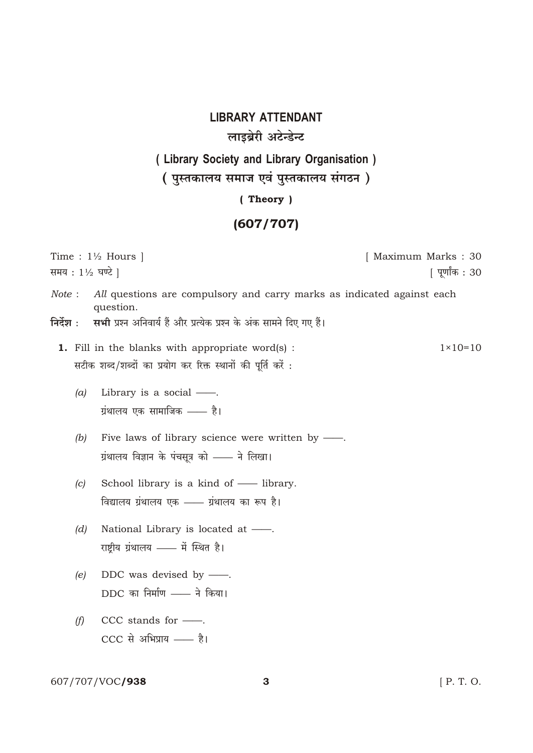# LIBRARY ATTENDANT

## लाइब्रेरी अटेन्डेन्ट

### ( Library Society and Library Organisation )

### ( पुस्तकालय समाज एवं पुस्तकालय संगठन )

**( Theory )**

### (607/707)

Time : 1½ Hours ] [ Maximum Marks : 30

समय : 1½ घण्टे ] [ पूर्णांक : 30

*Note* : *All* questions are compulsory and carry marks as indicated against each question.

**निर्देश** : **सभी** प्रश्न अनिवार्य हैं और प्रत्येक प्रश्न के अंक सामने दिए गए हैं।

**1.** Fill in the blanks with appropriate word(s) : $1 \times 10 = 10$

सटीक शब्द/शब्दों का प्रयोग कर रिक्त स्थानों की पूर्ति करें :

(*a*) Library is a social ——.

ग्रंथालय एक सामाजिक —— है।

(*b*) Five laws of library science were written by ——.

ग्रंथालय विज्ञान के पंचसूत्र को —— ने लिखा।

(*c*) School library is a kind of —— library.

विद्यालय ग्रंथालय एक —— ग्रंथालय का रूप है।

(*d*) National Library is located at ——.

राष्ट्रीय ग्रंथालय —— में स्थित है।

(*e*) DDC was devised by ——.

DDC का निर्माण —— ने किया।

(*f*) CCC stands for ——.

CCC से अभिप्राय —— है।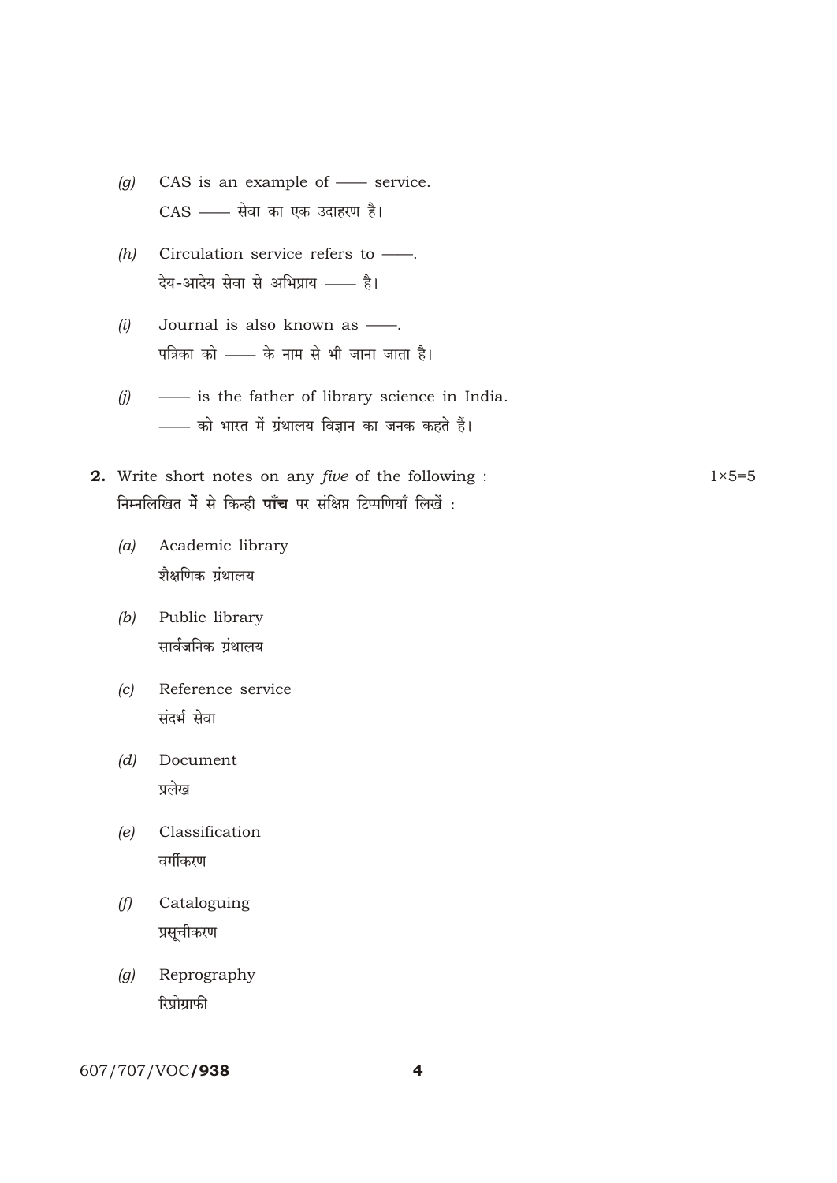(g) CAS is an example of —— service.
CAS —— सेवा का एक उदाहरण है।

(h) Circulation service refers to ——.
देय-आदेय सेवा से अभिप्राय —— है।

(i) Journal is also known as ——.
पत्रिका को —— के नाम से भी जाना जाता है।

(j) —— is the father of library science in India.
—— को भारत में ग्रंथालय विज्ञान का जनक कहते हैं।

**2.** Write short notes on any *five* of the following : $1 \times 5 = 5$
निम्नलिखित में से किन्ही **पाँच** पर संक्षिप्त टिप्पणियाँ लिखें :

(a) Academic library
शैक्षणिक ग्रंथालय

(b) Public library
सार्वजनिक ग्रंथालय

(c) Reference service
संदर्भ सेवा

(d) Document
प्रलेख

(e) Classification
वर्गीकरण

(f) Cataloguing
प्रसूचीकरण

(g) Reprography
रिप्रोग्राफी

607/707/VOC/**938**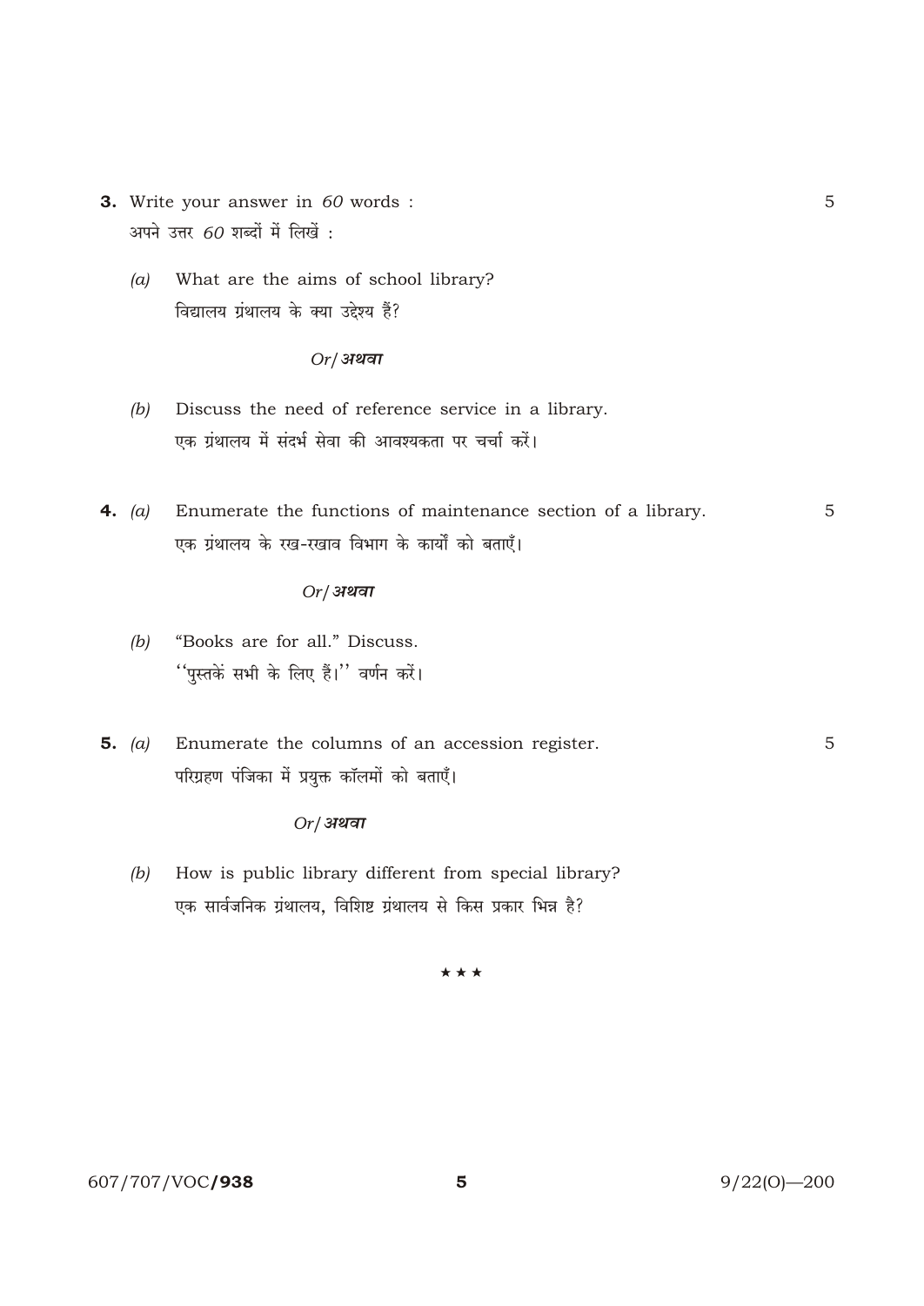**3.** Write your answer in *60* words : 5

अपने उत्तर *60* शब्दों में लिखें :

(a) What are the aims of school library?

विद्यालय ग्रंथालय के क्या उद्देश्य हैं?

*Or/* ***अथवा***

(b) Discuss the need of reference service in a library.

एक ग्रंथालय में संदर्भ सेवा की आवश्यकता पर चर्चा करें।

**4.** (a) Enumerate the functions of maintenance section of a library. 5

एक ग्रंथालय के रख-रखाव विभाग के कार्यों को बताएँ।

*Or/* ***अथवा***

(b) "Books are for all." Discuss.

''पुस्तकें सभी के लिए हैं।'' वर्णन करें।

**5.** (a) Enumerate the columns of an accession register. 5

परिग्रहण पंजिका में प्रयुक्त कॉलमों को बताएँ।

*Or/* ***अथवा***

(b) How is public library different from special library?

एक सार्वजनिक ग्रंथालय, विशिष्ट ग्रंथालय से किस प्रकार भिन्न है?

★ ★ ★